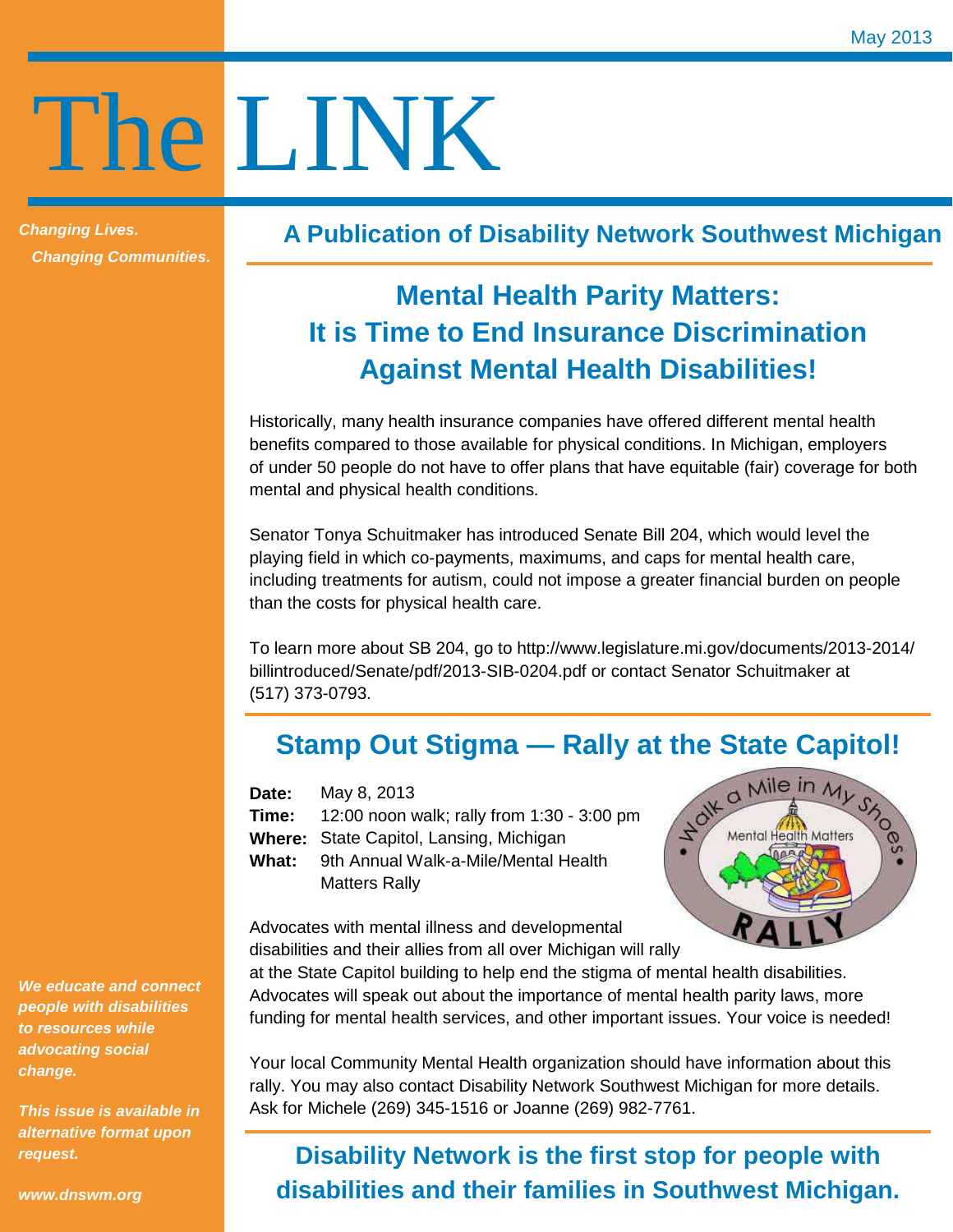May 2013

# The LINK

*Changing Lives.*
*Changing Communities.*

**A Publication of Disability Network Southwest Michigan**

## Mental Health Parity Matters: It is Time to End Insurance Discrimination Against Mental Health Disabilities!

Historically, many health insurance companies have offered different mental health benefits compared to those available for physical conditions. In Michigan, employers of under 50 people do not have to offer plans that have equitable (fair) coverage for both mental and physical health conditions.

Senator Tonya Schuitmaker has introduced Senate Bill 204, which would level the playing field in which co-payments, maximums, and caps for mental health care, including treatments for autism, could not impose a greater financial burden on people than the costs for physical health care.

To learn more about SB 204, go to http://www.legislature.mi.gov/documents/2013-2014/billintroduced/Senate/pdf/2013-SIB-0204.pdf or contact Senator Schuitmaker at (517) 373-0793.

## Stamp Out Stigma — Rally at the State Capitol!

**Date:** May 8, 2013
**Time:** 12:00 noon walk; rally from 1:30 - 3:00 pm
**Where:** State Capitol, Lansing, Michigan
**What:** 9th Annual Walk-a-Mile/Mental Health Matters Rally

Advocates with mental illness and developmental disabilities and their allies from all over Michigan will rally at the State Capitol building to help end the stigma of mental health disabilities. Advocates will speak out about the importance of mental health parity laws, more funding for mental health services, and other important issues. Your voice is needed!

Your local Community Mental Health organization should have information about this rally. You may also contact Disability Network Southwest Michigan for more details. Ask for Michele (269) 345-1516 or Joanne (269) 982-7761.

**Disability Network is the first stop for people with disabilities and their families in Southwest Michigan.**

***We educate and connect people with disabilities to resources while advocating social change.***

***This issue is available in alternative format upon request.***

***www.dnswm.org***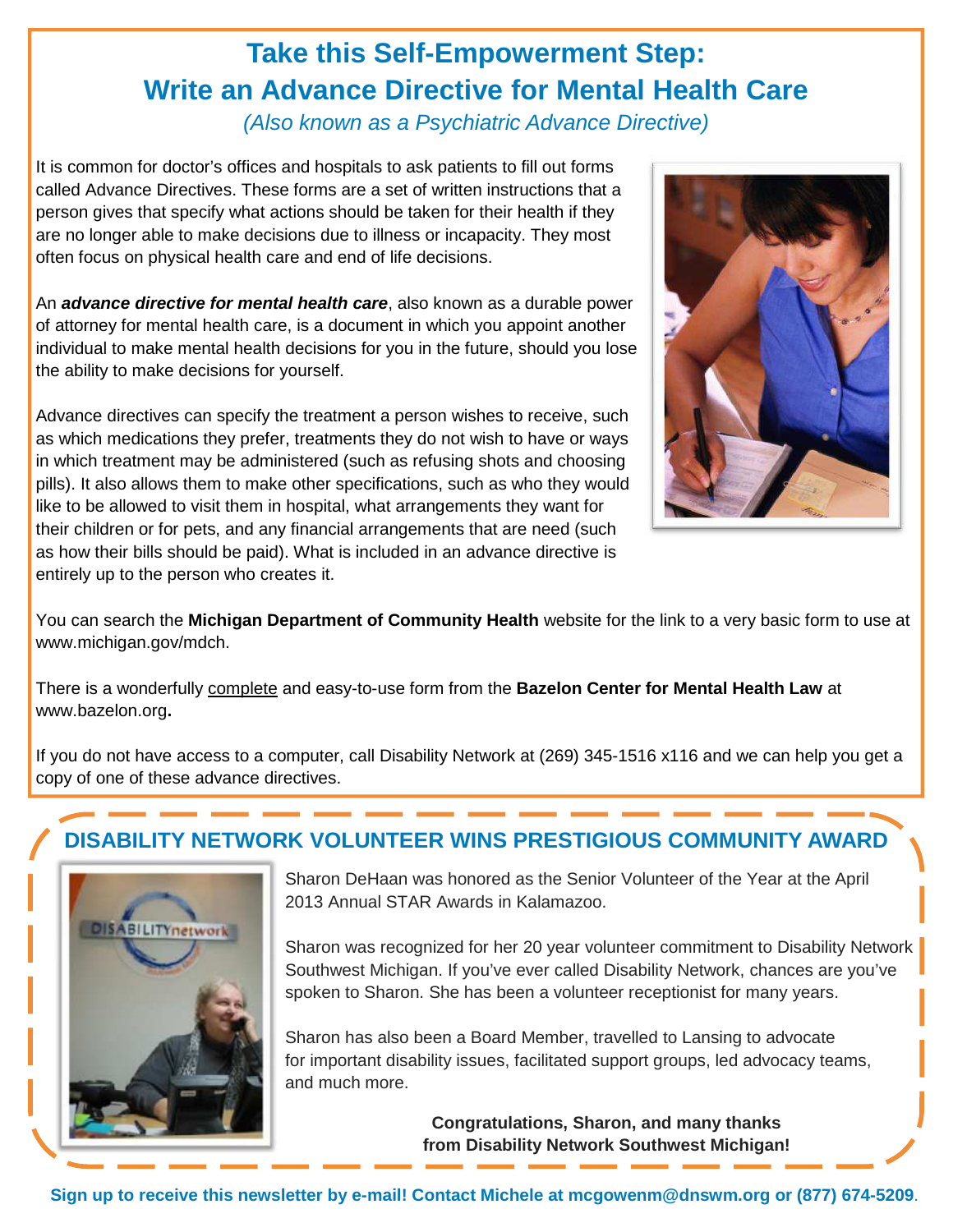# Take this Self-Empowerment Step: Write an Advance Directive for Mental Health Care

*(Also known as a Psychiatric Advance Directive)*

It is common for doctor's offices and hospitals to ask patients to fill out forms called Advance Directives. These forms are a set of written instructions that a person gives that specify what actions should be taken for their health if they are no longer able to make decisions due to illness or incapacity. They most often focus on physical health care and end of life decisions.

An ***advance directive for mental health care***, also known as a durable power of attorney for mental health care, is a document in which you appoint another individual to make mental health decisions for you in the future, should you lose the ability to make decisions for yourself.

Advance directives can specify the treatment a person wishes to receive, such as which medications they prefer, treatments they do not wish to have or ways in which treatment may be administered (such as refusing shots and choosing pills). It also allows them to make other specifications, such as who they would like to be allowed to visit them in hospital, what arrangements they want for their children or for pets, and any financial arrangements that are need (such as how their bills should be paid). What is included in an advance directive is entirely up to the person who creates it.

You can search the **Michigan Department of Community Health** website for the link to a very basic form to use at www.michigan.gov/mdch.

There is a wonderfully complete and easy-to-use form from the **Bazelon Center for Mental Health Law** at www.bazelon.org**.**

If you do not have access to a computer, call Disability Network at (269) 345-1516 x116 and we can help you get a copy of one of these advance directives.

## DISABILITY NETWORK VOLUNTEER WINS PRESTIGIOUS COMMUNITY AWARD

Sharon DeHaan was honored as the Senior Volunteer of the Year at the April 2013 Annual STAR Awards in Kalamazoo.

Sharon was recognized for her 20 year volunteer commitment to Disability Network Southwest Michigan. If you've ever called Disability Network, chances are you've spoken to Sharon. She has been a volunteer receptionist for many years.

Sharon has also been a Board Member, travelled to Lansing to advocate for important disability issues, facilitated support groups, led advocacy teams, and much more.

**Congratulations, Sharon, and many thanks from Disability Network Southwest Michigan!**

**Sign up to receive this newsletter by e-mail! Contact Michele at mcgowenm@dnswm.org or (877) 674-5209**.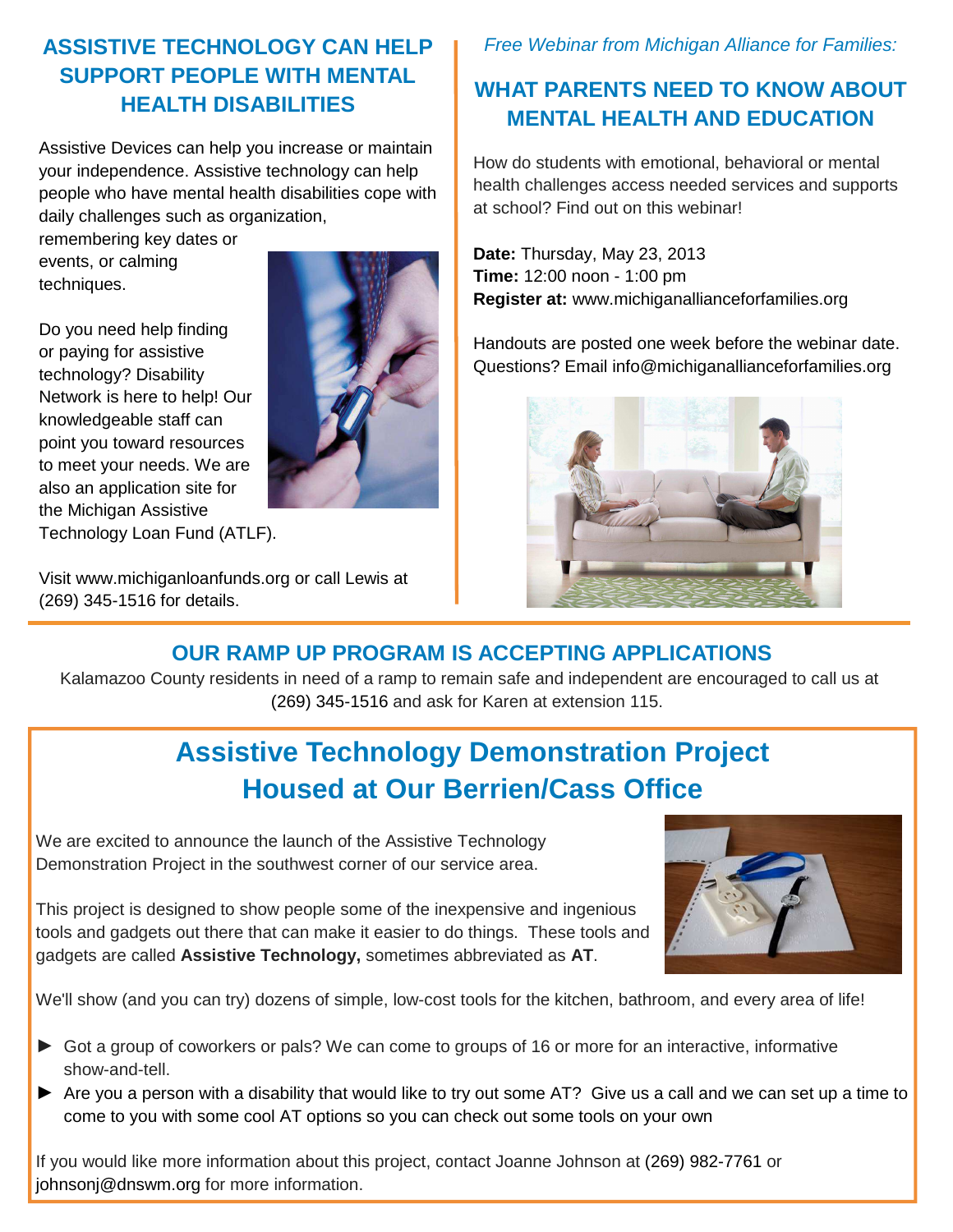## ASSISTIVE TECHNOLOGY CAN HELP SUPPORT PEOPLE WITH MENTAL HEALTH DISABILITIES

Assistive Devices can help you increase or maintain your independence. Assistive technology can help people who have mental health disabilities cope with daily challenges such as organization, remembering key dates or events, or calming techniques.

Do you need help finding or paying for assistive technology? Disability Network is here to help! Our knowledgeable staff can point you toward resources to meet your needs. We are also an application site for the Michigan Assistive Technology Loan Fund (ATLF).

Visit www.michiganloanfunds.org or call Lewis at (269) 345-1516 for details.

*Free Webinar from Michigan Alliance for Families:*

## WHAT PARENTS NEED TO KNOW ABOUT MENTAL HEALTH AND EDUCATION

How do students with emotional, behavioral or mental health challenges access needed services and supports at school? Find out on this webinar!

**Date:** Thursday, May 23, 2013
**Time:** 12:00 noon - 1:00 pm
**Register at:** www.michiganallianceforfamilies.org

Handouts are posted one week before the webinar date. Questions? Email info@michiganallianceforfamilies.org

## OUR RAMP UP PROGRAM IS ACCEPTING APPLICATIONS

Kalamazoo County residents in need of a ramp to remain safe and independent are encouraged to call us at (269) 345-1516 and ask for Karen at extension 115.

# Assistive Technology Demonstration Project Housed at Our Berrien/Cass Office

We are excited to announce the launch of the Assistive Technology Demonstration Project in the southwest corner of our service area.

This project is designed to show people some of the inexpensive and ingenious tools and gadgets out there that can make it easier to do things. These tools and gadgets are called **Assistive Technology,** sometimes abbreviated as **AT**.

We'll show (and you can try) dozens of simple, low-cost tools for the kitchen, bathroom, and every area of life!

- Got a group of coworkers or pals? We can come to groups of 16 or more for an interactive, informative show-and-tell.
- Are you a person with a disability that would like to try out some AT? Give us a call and we can set up a time to come to you with some cool AT options so you can check out some tools on your own

If you would like more information about this project, contact Joanne Johnson at (269) 982-7761 or johnsonj@dnswm.org for more information.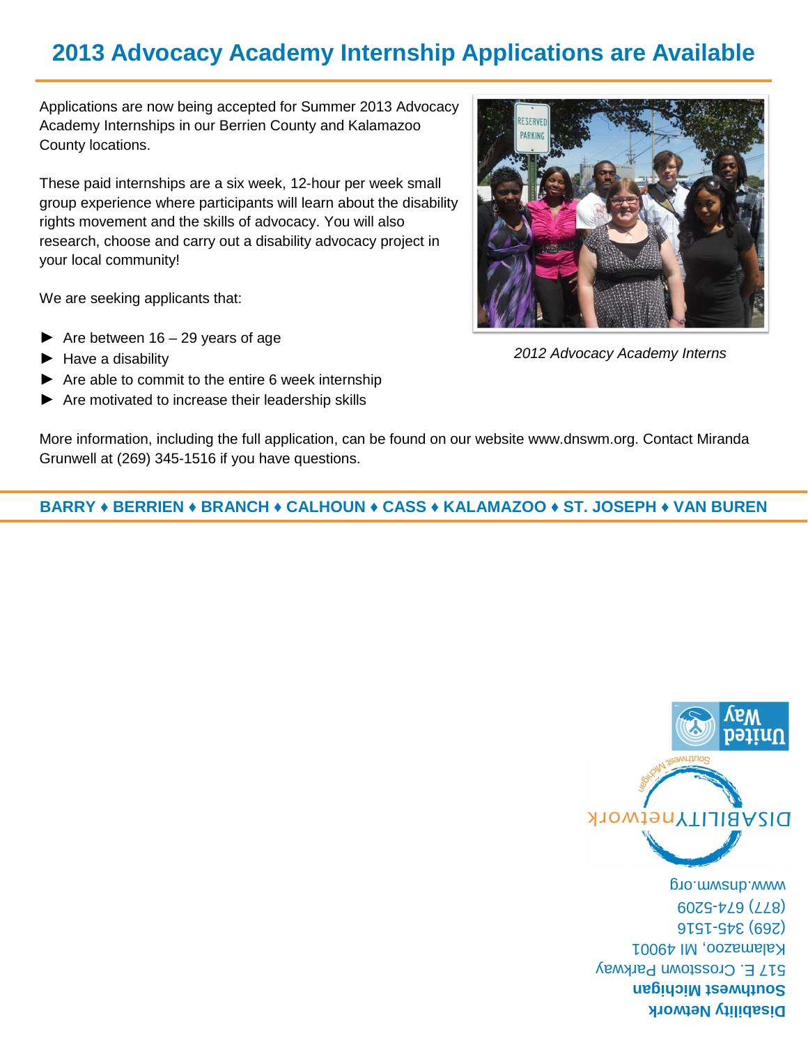# 2013 Advocacy Academy Internship Applications are Available

Applications are now being accepted for Summer 2013 Advocacy Academy Internships in our Berrien County and Kalamazoo County locations.

These paid internships are a six week, 12-hour per week small group experience where participants will learn about the disability rights movement and the skills of advocacy. You will also research, choose and carry out a disability advocacy project in your local community!

We are seeking applicants that:

- Are between 16 – 29 years of age
- Have a disability
- Are able to commit to the entire 6 week internship
- Are motivated to increase their leadership skills

*2012 Advocacy Academy Interns*

More information, including the full application, can be found on our website www.dnswm.org. Contact Miranda Grunwell at (269) 345-1516 if you have questions.

**BARRY ♦ BERRIEN ♦ BRANCH ♦ CALHOUN ♦ CASS ♦ KALAMAZOO ♦ ST. JOSEPH ♦ VAN BUREN**

United Way

Southwest Michigan DISABILITY network

**Disability Network**
**Southwest Michigan**
517 E. Crosstown Parkway
Kalamazoo, MI 49001
(269) 345-1516
(877) 674-5209
www.dnswm.org